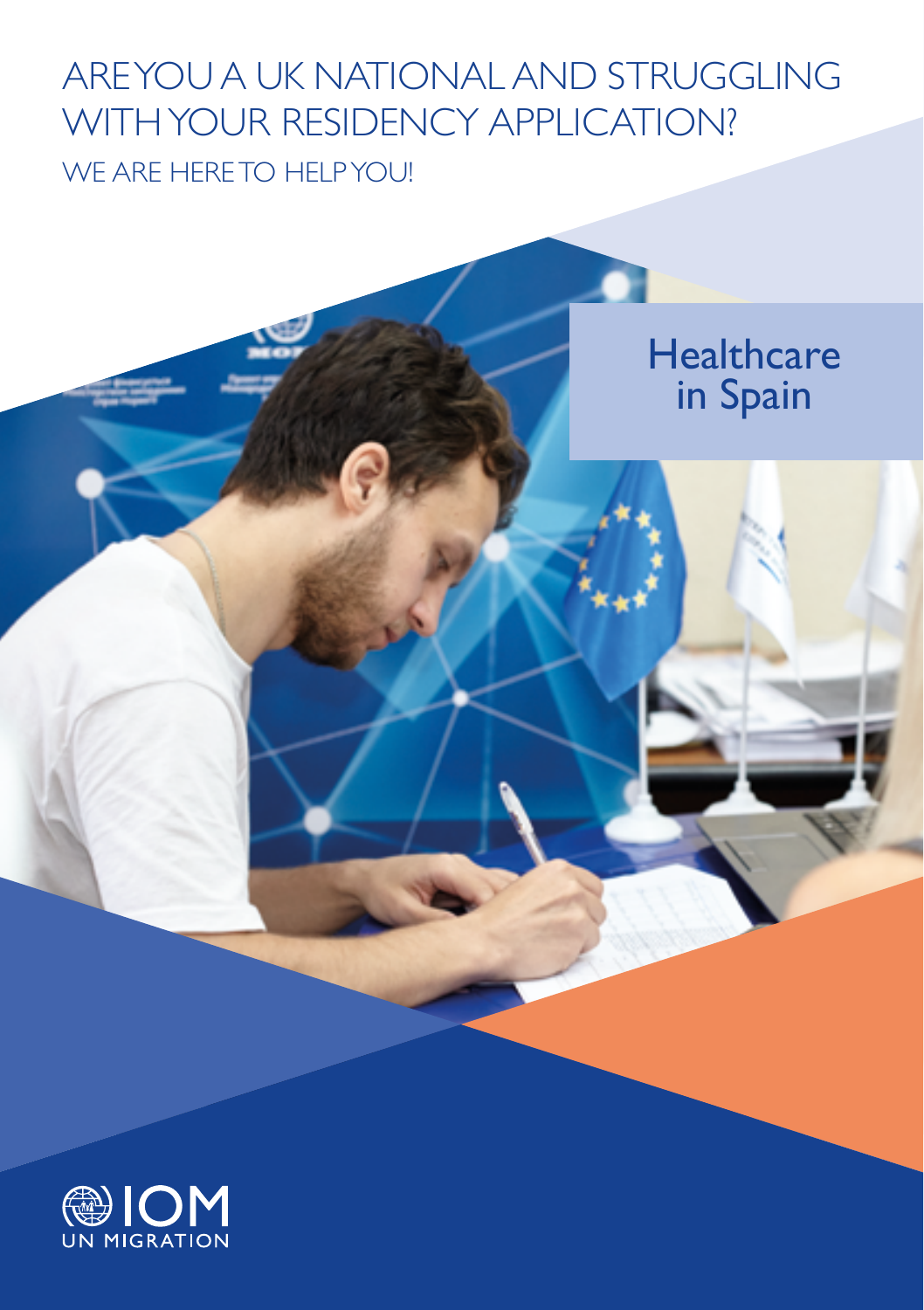# ARE YOU A UK NATIONAL AND STRUGGLING WITH YOUR RESIDENCY APPLICATION?

## WE ARE HERE TO HELP YOU!

## Healthcare in Spain

IOM
UN MIGRATION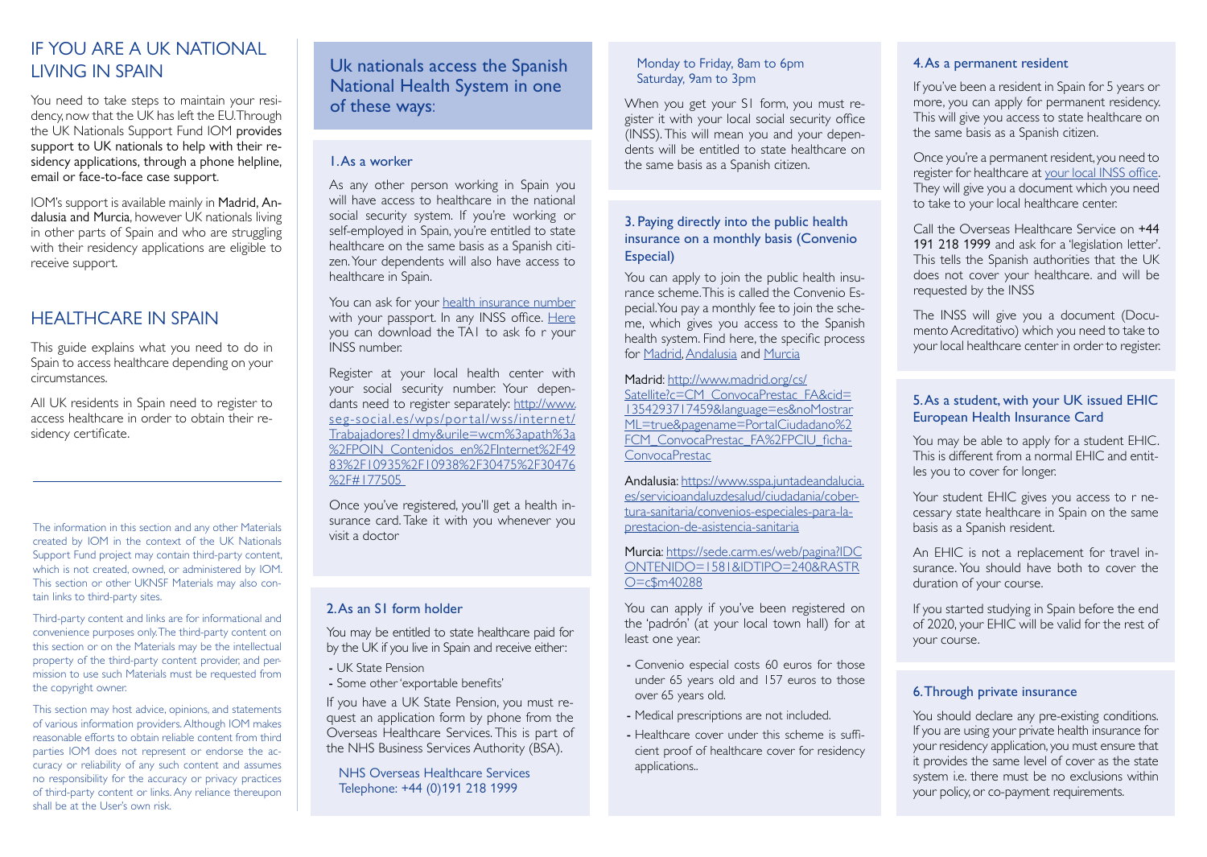# IF YOU ARE A UK NATIONAL LIVING IN SPAIN

You need to take steps to maintain your residency, now that the UK has left the EU. Through the UK Nationals Support Fund IOM provides support to UK nationals to help with their residency applications, through a phone helpline, email or face-to-face case support.

IOM's support is available mainly in Madrid, Andalusia and Murcia, however UK nationals living in other parts of Spain and who are struggling with their residency applications are eligible to receive support.

# HEALTHCARE IN SPAIN

This guide explains what you need to do in Spain to access healthcare depending on your circumstances.

All UK residents in Spain need to register to access healthcare in order to obtain their residency certificate.

---

The information in this section and any other Materials created by IOM in the context of the UK Nationals Support Fund project may contain third-party content, which is not created, owned, or administered by IOM. This section or other UKNSF Materials may also contain links to third-party sites.

Third-party content and links are for informational and convenience purposes only. The third-party content on this section or on the Materials may be the intellectual property of the third-party content provider, and permission to use such Materials must be requested from the copyright owner.

This section may host advice, opinions, and statements of various information providers. Although IOM makes reasonable efforts to obtain reliable content from third parties IOM does not represent or endorse the accuracy or reliability of any such content and assumes no responsibility for the accuracy or privacy practices of third-party content or links. Any reliance thereupon shall be at the User's own risk.

## Uk nationals access the Spanish National Health System in one of these ways:

### 1. As a worker

As any other person working in Spain you will have access to healthcare in the national social security system. If you're working or self-employed in Spain, you're entitled to state healthcare on the same basis as a Spanish citizen. Your dependents will also have access to healthcare in Spain.

You can ask for your health insurance number with your passport. In any INSS office. Here you can download the TA1 to ask fo r your INSS number.

Register at your local health center with your social security number. Your dependants need to register separately: http://www.seg-social.es/wps/portal/wss/internet/Trabajadores?1dmy&urile=wcm%3apath%3a%2FPOIN_Contenidos_en%2FInternet%2F4983%2F10935%2F10938%2F30475%2F30476%2F#177505

Once you've registered, you'll get a health insurance card. Take it with you whenever you visit a doctor

### 2. As an S1 form holder

You may be entitled to state healthcare paid for by the UK if you live in Spain and receive either:

- UK State Pension
- Some other 'exportable benefits'

If you have a UK State Pension, you must request an application form by phone from the Overseas Healthcare Services. This is part of the NHS Business Services Authority (BSA).

NHS Overseas Healthcare Services
Telephone: +44 (0)191 218 1999

Monday to Friday, 8am to 6pm
Saturday, 9am to 3pm

When you get your S1 form, you must register it with your local social security office (INSS). This will mean you and your dependents will be entitled to state healthcare on the same basis as a Spanish citizen.

### 3. Paying directly into the public health insurance on a monthly basis (Convenio Especial)

You can apply to join the public health insurance scheme. This is called the Convenio Especial. You pay a monthly fee to join the scheme, which gives you access to the Spanish health system. Find here, the specific process for Madrid, Andalusia and Murcia

Madrid: http://www.madrid.org/cs/Satellite?c=CM_ConvocaPrestac_FA&cid=1354293717459&language=es&noMostrarML=true&pagename=PortalCiudadano%2FCM_ConvocaPrestac_FA%2FPCIU_ficha-ConvocaPrestac

Andalusia: https://www.sspa.juntadeandalucia.es/servicioandaluzdesalud/ciudadania/cobertura-sanitaria/convenios-especiales-para-la-prestacion-de-asistencia-sanitaria

Murcia: https://sede.carm.es/web/pagina?IDCONTENIDO=1581&IDTIPO=240&RASTRO=c$m40288

You can apply if you've been registered on the 'padrón' (at your local town hall) for at least one year.

- Convenio especial costs 60 euros for those under 65 years old and 157 euros to those over 65 years old.
- Medical prescriptions are not included.
- Healthcare cover under this scheme is sufficient proof of healthcare cover for residency applications..

### 4. As a permanent resident

If you've been a resident in Spain for 5 years or more, you can apply for permanent residency. This will give you access to state healthcare on the same basis as a Spanish citizen.

Once you're a permanent resident, you need to register for healthcare at your local INSS office. They will give you a document which you need to take to your local healthcare center.

Call the Overseas Healthcare Service on +44 191 218 1999 and ask for a 'legislation letter'. This tells the Spanish authorities that the UK does not cover your healthcare. and will be requested by the INSS

The INSS will give you a document (Documento Acreditativo) which you need to take to your local healthcare center in order to register.

### 5. As a student, with your UK issued EHIC European Health Insurance Card

You may be able to apply for a student EHIC. This is different from a normal EHIC and entitles you to cover for longer.

Your student EHIC gives you access to r necessary state healthcare in Spain on the same basis as a Spanish resident.

An EHIC is not a replacement for travel insurance. You should have both to cover the duration of your course.

If you started studying in Spain before the end of 2020, your EHIC will be valid for the rest of your course.

### 6. Through private insurance

You should declare any pre-existing conditions. If you are using your private health insurance for your residency application, you must ensure that it provides the same level of cover as the state system i.e. there must be no exclusions within your policy, or co-payment requirements.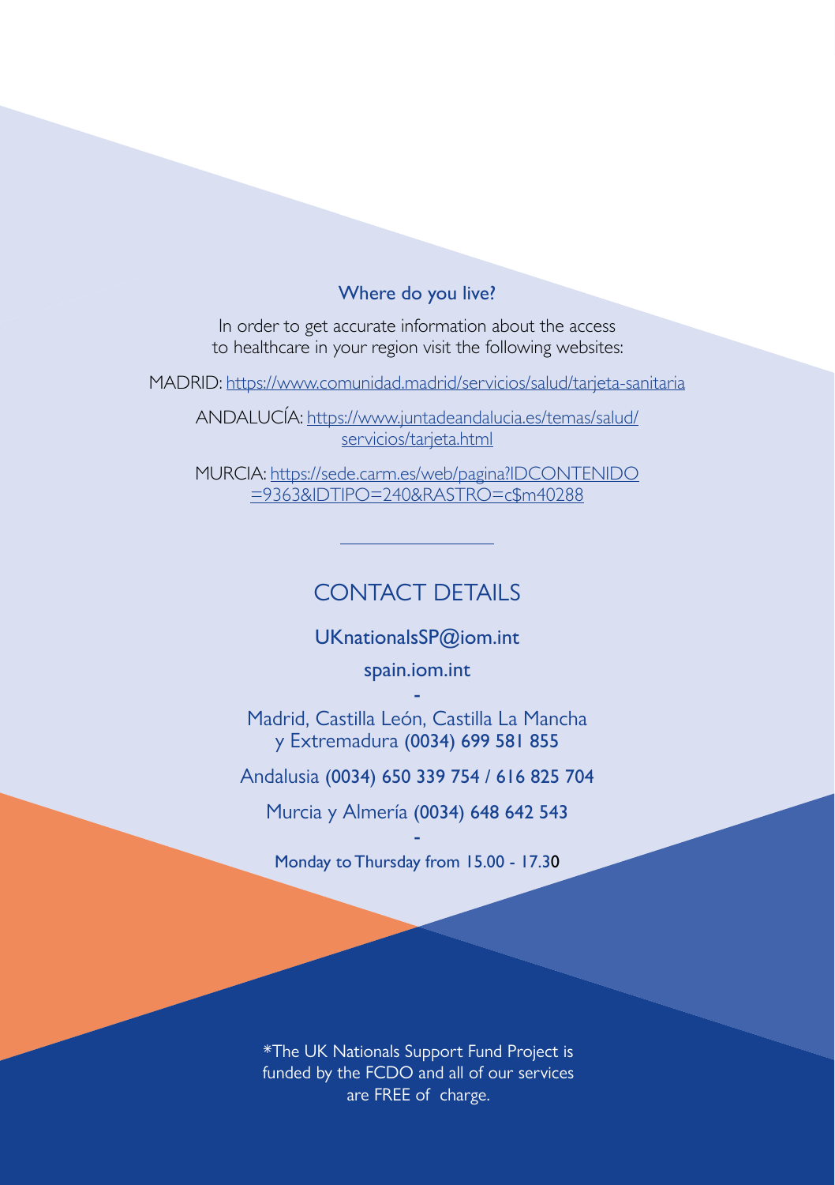### Where do you live?

In order to get accurate information about the access to healthcare in your region visit the following websites:

MADRID: https://www.comunidad.madrid/servicios/salud/tarjeta-sanitaria

ANDALUCÍA: https://www.juntadeandalucia.es/temas/salud/servicios/tarjeta.html

MURCIA: https://sede.carm.es/web/pagina?IDCONTENIDO=9363&IDTIPO=240&RASTRO=c$m40288

---

## CONTACT DETAILS

UKnationalsSP@iom.int

spain.iom.int

-

Madrid, Castilla León, Castilla La Mancha y Extremadura (0034) 699 581 855

Andalusia (0034) 650 339 754 / 616 825 704

Murcia y Almería (0034) 648 642 543

-

Monday to Thursday from 15.00 - 17.30

*The UK Nationals Support Fund Project is funded by the FCDO and all of our services are FREE of charge.